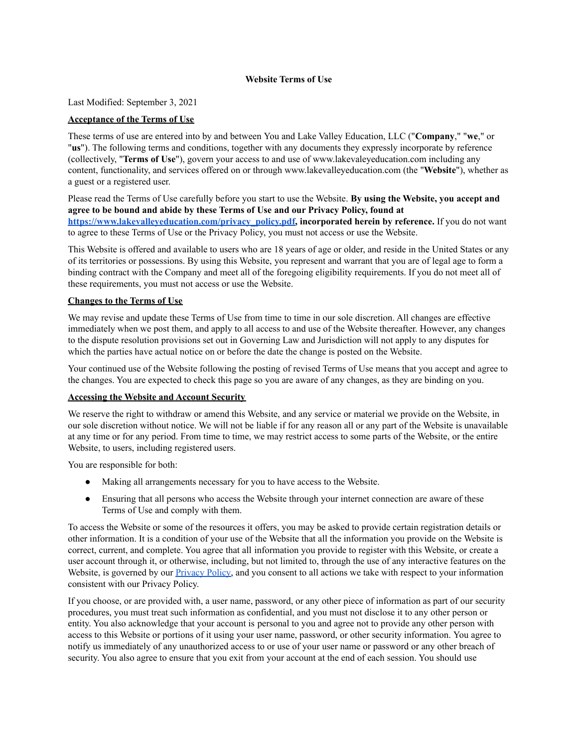# Website Terms of Use

Last Modified: September 3, 2021

## Acceptance of the Terms of Use

These terms of use are entered into by and between You and Lake Valley Education, LLC ("**Company**," "**we**," or "**us**"). The following terms and conditions, together with any documents they expressly incorporate by reference (collectively, "**Terms of Use**"), govern your access to and use of www.lakevaleyeducation.com including any content, functionality, and services offered on or through www.lakevalleyeducation.com (the "**Website**"), whether as a guest or a registered user.

Please read the Terms of Use carefully before you start to use the Website. **By using the Website, you accept and agree to be bound and abide by these Terms of Use and our Privacy Policy, found at [https://www.lakevalleyeducation.com/privacy_policy.pdf](https://www.lakevalleyeducation.com/privacy_policy.pdf), incorporated herein by reference.** If you do not want to agree to these Terms of Use or the Privacy Policy, you must not access or use the Website.

This Website is offered and available to users who are 18 years of age or older, and reside in the United States or any of its territories or possessions. By using this Website, you represent and warrant that you are of legal age to form a binding contract with the Company and meet all of the foregoing eligibility requirements. If you do not meet all of these requirements, you must not access or use the Website.

## Changes to the Terms of Use

We may revise and update these Terms of Use from time to time in our sole discretion. All changes are effective immediately when we post them, and apply to all access to and use of the Website thereafter. However, any changes to the dispute resolution provisions set out in Governing Law and Jurisdiction will not apply to any disputes for which the parties have actual notice on or before the date the change is posted on the Website.

Your continued use of the Website following the posting of revised Terms of Use means that you accept and agree to the changes. You are expected to check this page so you are aware of any changes, as they are binding on you.

## Accessing the Website and Account Security

We reserve the right to withdraw or amend this Website, and any service or material we provide on the Website, in our sole discretion without notice. We will not be liable if for any reason all or any part of the Website is unavailable at any time or for any period. From time to time, we may restrict access to some parts of the Website, or the entire Website, to users, including registered users.

You are responsible for both:

- Making all arrangements necessary for you to have access to the Website.
- Ensuring that all persons who access the Website through your internet connection are aware of these Terms of Use and comply with them.

To access the Website or some of the resources it offers, you may be asked to provide certain registration details or other information. It is a condition of your use of the Website that all the information you provide on the Website is correct, current, and complete. You agree that all information you provide to register with this Website, or create a user account through it, or otherwise, including, but not limited to, through the use of any interactive features on the Website, is governed by our [Privacy Policy](), and you consent to all actions we take with respect to your information consistent with our Privacy Policy.

If you choose, or are provided with, a user name, password, or any other piece of information as part of our security procedures, you must treat such information as confidential, and you must not disclose it to any other person or entity. You also acknowledge that your account is personal to you and agree not to provide any other person with access to this Website or portions of it using your user name, password, or other security information. You agree to notify us immediately of any unauthorized access to or use of your user name or password or any other breach of security. You also agree to ensure that you exit from your account at the end of each session. You should use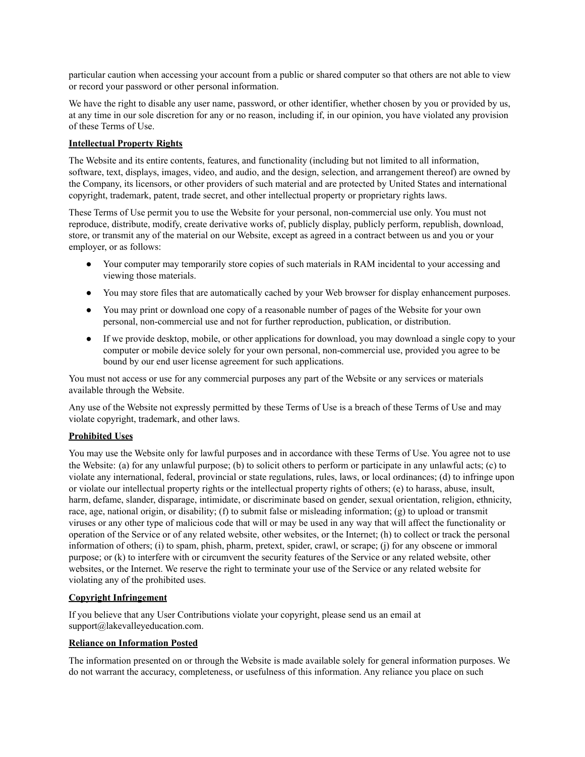particular caution when accessing your account from a public or shared computer so that others are not able to view or record your password or other personal information.

We have the right to disable any user name, password, or other identifier, whether chosen by you or provided by us, at any time in our sole discretion for any or no reason, including if, in our opinion, you have violated any provision of these Terms of Use.

**Intellectual Property Rights**

The Website and its entire contents, features, and functionality (including but not limited to all information, software, text, displays, images, video, and audio, and the design, selection, and arrangement thereof) are owned by the Company, its licensors, or other providers of such material and are protected by United States and international copyright, trademark, patent, trade secret, and other intellectual property or proprietary rights laws.

These Terms of Use permit you to use the Website for your personal, non-commercial use only. You must not reproduce, distribute, modify, create derivative works of, publicly display, publicly perform, republish, download, store, or transmit any of the material on our Website, except as agreed in a contract between us and you or your employer, or as follows:

- Your computer may temporarily store copies of such materials in RAM incidental to your accessing and viewing those materials.
- You may store files that are automatically cached by your Web browser for display enhancement purposes.
- You may print or download one copy of a reasonable number of pages of the Website for your own personal, non-commercial use and not for further reproduction, publication, or distribution.
- If we provide desktop, mobile, or other applications for download, you may download a single copy to your computer or mobile device solely for your own personal, non-commercial use, provided you agree to be bound by our end user license agreement for such applications.

You must not access or use for any commercial purposes any part of the Website or any services or materials available through the Website.

Any use of the Website not expressly permitted by these Terms of Use is a breach of these Terms of Use and may violate copyright, trademark, and other laws.

**Prohibited Uses**

You may use the Website only for lawful purposes and in accordance with these Terms of Use. You agree not to use the Website: (a) for any unlawful purpose; (b) to solicit others to perform or participate in any unlawful acts; (c) to violate any international, federal, provincial or state regulations, rules, laws, or local ordinances; (d) to infringe upon or violate our intellectual property rights or the intellectual property rights of others; (e) to harass, abuse, insult, harm, defame, slander, disparage, intimidate, or discriminate based on gender, sexual orientation, religion, ethnicity, race, age, national origin, or disability; (f) to submit false or misleading information; (g) to upload or transmit viruses or any other type of malicious code that will or may be used in any way that will affect the functionality or operation of the Service or of any related website, other websites, or the Internet; (h) to collect or track the personal information of others; (i) to spam, phish, pharm, pretext, spider, crawl, or scrape; (j) for any obscene or immoral purpose; or (k) to interfere with or circumvent the security features of the Service or any related website, other websites, or the Internet. We reserve the right to terminate your use of the Service or any related website for violating any of the prohibited uses.

**Copyright Infringement**

If you believe that any User Contributions violate your copyright, please send us an email at support@lakevalleyeducation.com.

**Reliance on Information Posted**

The information presented on or through the Website is made available solely for general information purposes. We do not warrant the accuracy, completeness, or usefulness of this information. Any reliance you place on such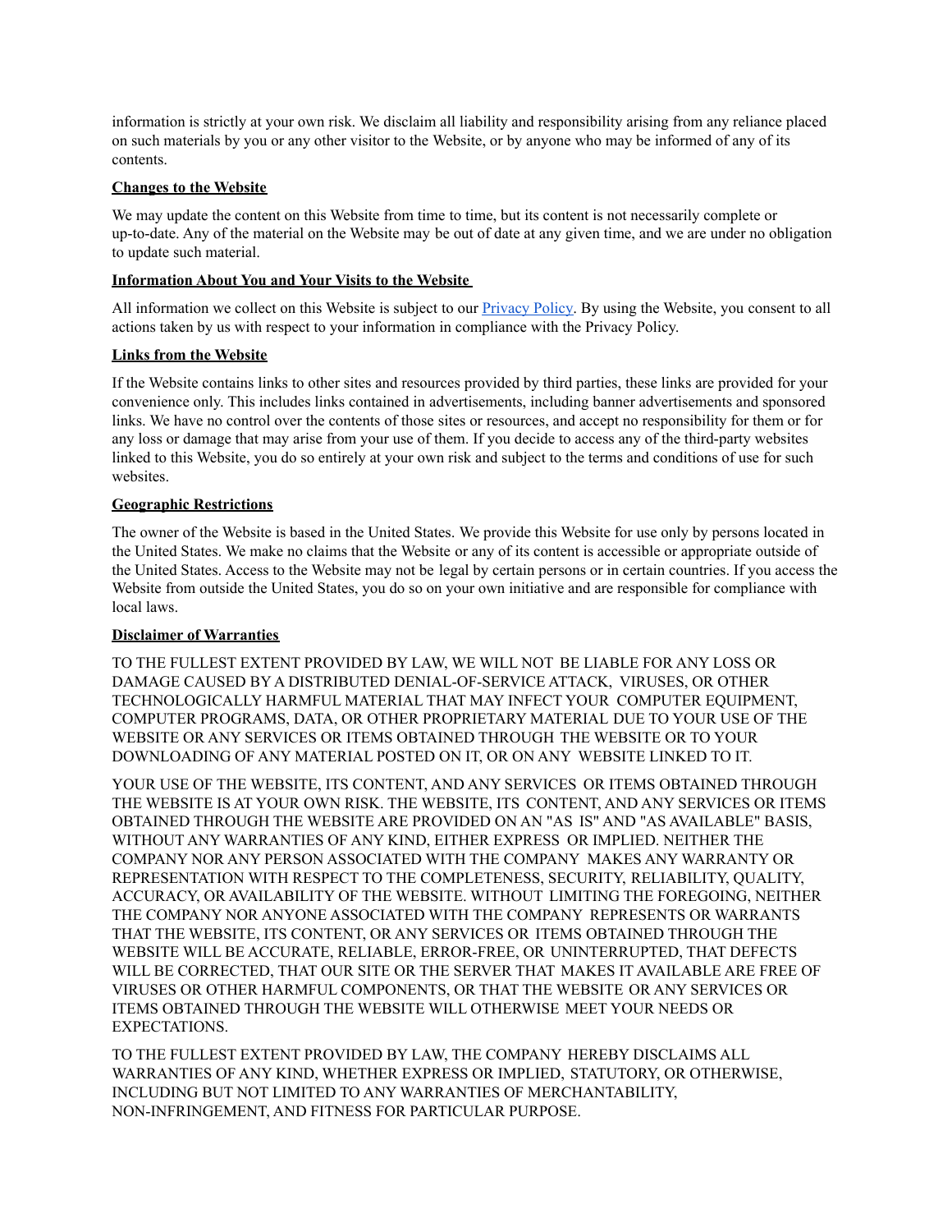information is strictly at your own risk. We disclaim all liability and responsibility arising from any reliance placed on such materials by you or any other visitor to the Website, or by anyone who may be informed of any of its contents.

**Changes to the Website**

We may update the content on this Website from time to time, but its content is not necessarily complete or up-to-date. Any of the material on the Website may be out of date at any given time, and we are under no obligation to update such material.

**Information About You and Your Visits to the Website**

All information we collect on this Website is subject to our [Privacy Policy](). By using the Website, you consent to all actions taken by us with respect to your information in compliance with the Privacy Policy.

**Links from the Website**

If the Website contains links to other sites and resources provided by third parties, these links are provided for your convenience only. This includes links contained in advertisements, including banner advertisements and sponsored links. We have no control over the contents of those sites or resources, and accept no responsibility for them or for any loss or damage that may arise from your use of them. If you decide to access any of the third-party websites linked to this Website, you do so entirely at your own risk and subject to the terms and conditions of use for such websites.

**Geographic Restrictions**

The owner of the Website is based in the United States. We provide this Website for use only by persons located in the United States. We make no claims that the Website or any of its content is accessible or appropriate outside of the United States. Access to the Website may not be legal by certain persons or in certain countries. If you access the Website from outside the United States, you do so on your own initiative and are responsible for compliance with local laws.

**Disclaimer of Warranties**

TO THE FULLEST EXTENT PROVIDED BY LAW, WE WILL NOT BE LIABLE FOR ANY LOSS OR DAMAGE CAUSED BY A DISTRIBUTED DENIAL-OF-SERVICE ATTACK, VIRUSES, OR OTHER TECHNOLOGICALLY HARMFUL MATERIAL THAT MAY INFECT YOUR COMPUTER EQUIPMENT, COMPUTER PROGRAMS, DATA, OR OTHER PROPRIETARY MATERIAL DUE TO YOUR USE OF THE WEBSITE OR ANY SERVICES OR ITEMS OBTAINED THROUGH THE WEBSITE OR TO YOUR DOWNLOADING OF ANY MATERIAL POSTED ON IT, OR ON ANY WEBSITE LINKED TO IT.

YOUR USE OF THE WEBSITE, ITS CONTENT, AND ANY SERVICES OR ITEMS OBTAINED THROUGH THE WEBSITE IS AT YOUR OWN RISK. THE WEBSITE, ITS CONTENT, AND ANY SERVICES OR ITEMS OBTAINED THROUGH THE WEBSITE ARE PROVIDED ON AN "AS IS" AND "AS AVAILABLE" BASIS, WITHOUT ANY WARRANTIES OF ANY KIND, EITHER EXPRESS OR IMPLIED. NEITHER THE COMPANY NOR ANY PERSON ASSOCIATED WITH THE COMPANY MAKES ANY WARRANTY OR REPRESENTATION WITH RESPECT TO THE COMPLETENESS, SECURITY, RELIABILITY, QUALITY, ACCURACY, OR AVAILABILITY OF THE WEBSITE. WITHOUT LIMITING THE FOREGOING, NEITHER THE COMPANY NOR ANYONE ASSOCIATED WITH THE COMPANY REPRESENTS OR WARRANTS THAT THE WEBSITE, ITS CONTENT, OR ANY SERVICES OR ITEMS OBTAINED THROUGH THE WEBSITE WILL BE ACCURATE, RELIABLE, ERROR-FREE, OR UNINTERRUPTED, THAT DEFECTS WILL BE CORRECTED, THAT OUR SITE OR THE SERVER THAT MAKES IT AVAILABLE ARE FREE OF VIRUSES OR OTHER HARMFUL COMPONENTS, OR THAT THE WEBSITE OR ANY SERVICES OR ITEMS OBTAINED THROUGH THE WEBSITE WILL OTHERWISE MEET YOUR NEEDS OR EXPECTATIONS.

TO THE FULLEST EXTENT PROVIDED BY LAW, THE COMPANY HEREBY DISCLAIMS ALL WARRANTIES OF ANY KIND, WHETHER EXPRESS OR IMPLIED, STATUTORY, OR OTHERWISE, INCLUDING BUT NOT LIMITED TO ANY WARRANTIES OF MERCHANTABILITY, NON-INFRINGEMENT, AND FITNESS FOR PARTICULAR PURPOSE.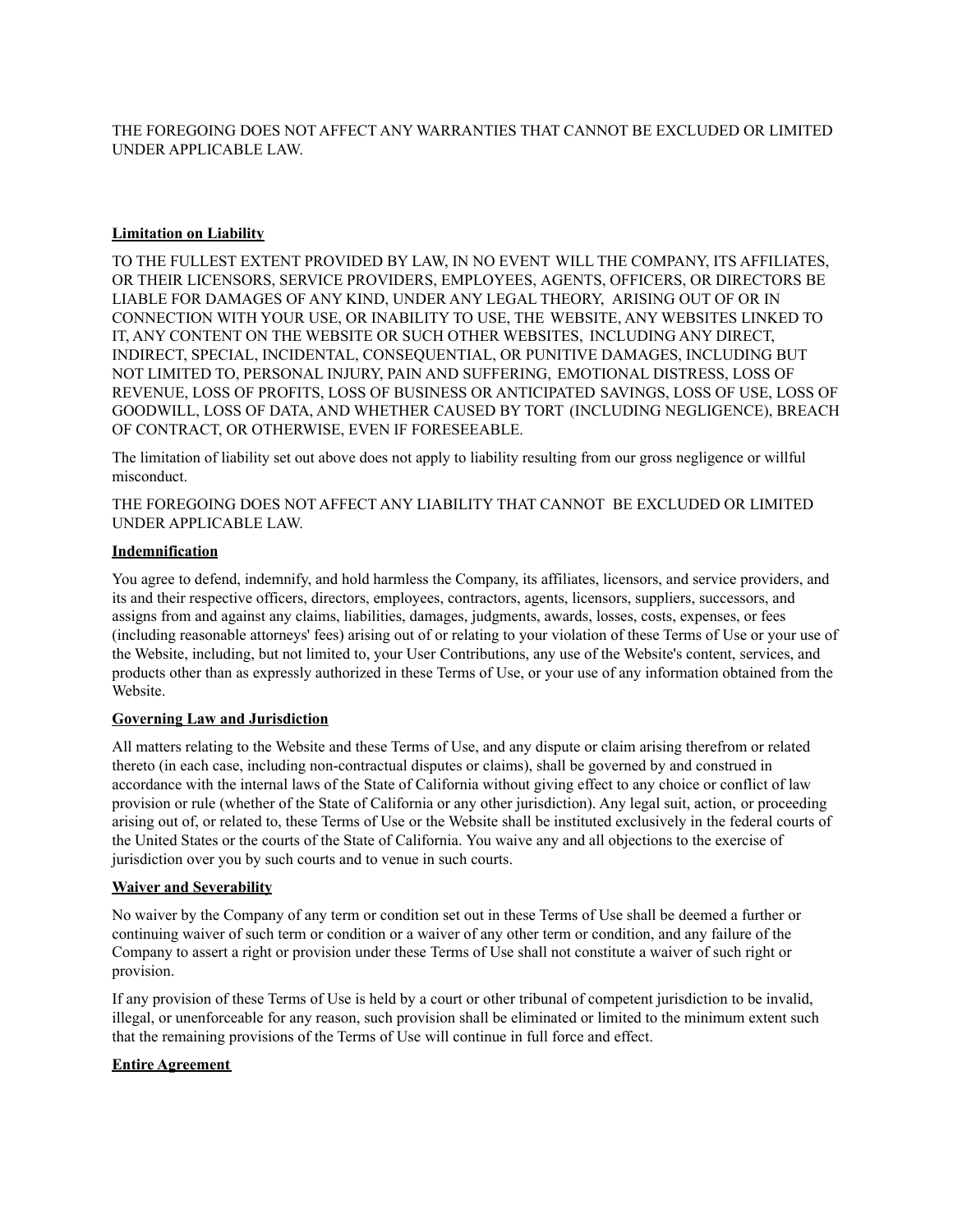THE FOREGOING DOES NOT AFFECT ANY WARRANTIES THAT CANNOT BE EXCLUDED OR LIMITED UNDER APPLICABLE LAW.

**Limitation on Liability**

TO THE FULLEST EXTENT PROVIDED BY LAW, IN NO EVENT WILL THE COMPANY, ITS AFFILIATES, OR THEIR LICENSORS, SERVICE PROVIDERS, EMPLOYEES, AGENTS, OFFICERS, OR DIRECTORS BE LIABLE FOR DAMAGES OF ANY KIND, UNDER ANY LEGAL THEORY, ARISING OUT OF OR IN CONNECTION WITH YOUR USE, OR INABILITY TO USE, THE WEBSITE, ANY WEBSITES LINKED TO IT, ANY CONTENT ON THE WEBSITE OR SUCH OTHER WEBSITES, INCLUDING ANY DIRECT, INDIRECT, SPECIAL, INCIDENTAL, CONSEQUENTIAL, OR PUNITIVE DAMAGES, INCLUDING BUT NOT LIMITED TO, PERSONAL INJURY, PAIN AND SUFFERING, EMOTIONAL DISTRESS, LOSS OF REVENUE, LOSS OF PROFITS, LOSS OF BUSINESS OR ANTICIPATED SAVINGS, LOSS OF USE, LOSS OF GOODWILL, LOSS OF DATA, AND WHETHER CAUSED BY TORT (INCLUDING NEGLIGENCE), BREACH OF CONTRACT, OR OTHERWISE, EVEN IF FORESEEABLE.

The limitation of liability set out above does not apply to liability resulting from our gross negligence or willful misconduct.

THE FOREGOING DOES NOT AFFECT ANY LIABILITY THAT CANNOT BE EXCLUDED OR LIMITED UNDER APPLICABLE LAW.

**Indemnification**

You agree to defend, indemnify, and hold harmless the Company, its affiliates, licensors, and service providers, and its and their respective officers, directors, employees, contractors, agents, licensors, suppliers, successors, and assigns from and against any claims, liabilities, damages, judgments, awards, losses, costs, expenses, or fees (including reasonable attorneys' fees) arising out of or relating to your violation of these Terms of Use or your use of the Website, including, but not limited to, your User Contributions, any use of the Website's content, services, and products other than as expressly authorized in these Terms of Use, or your use of any information obtained from the Website.

**Governing Law and Jurisdiction**

All matters relating to the Website and these Terms of Use, and any dispute or claim arising therefrom or related thereto (in each case, including non-contractual disputes or claims), shall be governed by and construed in accordance with the internal laws of the State of California without giving effect to any choice or conflict of law provision or rule (whether of the State of California or any other jurisdiction). Any legal suit, action, or proceeding arising out of, or related to, these Terms of Use or the Website shall be instituted exclusively in the federal courts of the United States or the courts of the State of California. You waive any and all objections to the exercise of jurisdiction over you by such courts and to venue in such courts.

**Waiver and Severability**

No waiver by the Company of any term or condition set out in these Terms of Use shall be deemed a further or continuing waiver of such term or condition or a waiver of any other term or condition, and any failure of the Company to assert a right or provision under these Terms of Use shall not constitute a waiver of such right or provision.

If any provision of these Terms of Use is held by a court or other tribunal of competent jurisdiction to be invalid, illegal, or unenforceable for any reason, such provision shall be eliminated or limited to the minimum extent such that the remaining provisions of the Terms of Use will continue in full force and effect.

**Entire Agreement**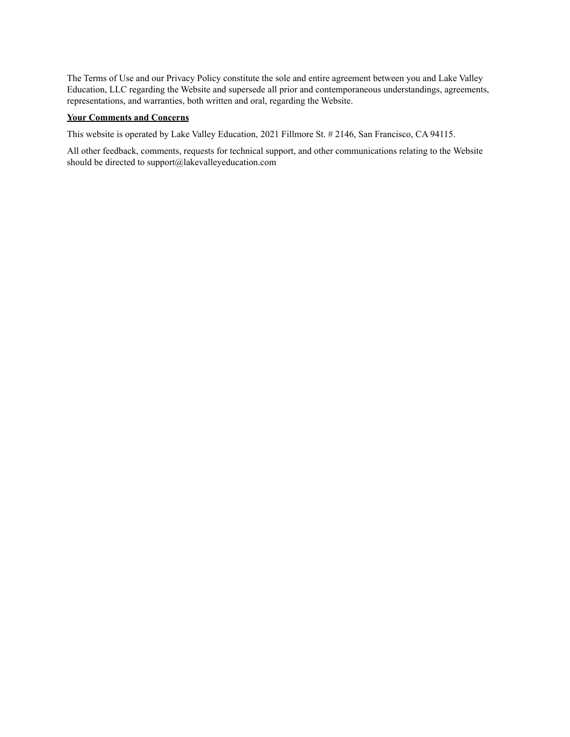The Terms of Use and our Privacy Policy constitute the sole and entire agreement between you and Lake Valley Education, LLC regarding the Website and supersede all prior and contemporaneous understandings, agreements, representations, and warranties, both written and oral, regarding the Website.

**Your Comments and Concerns**

This website is operated by Lake Valley Education, 2021 Fillmore St. # 2146, San Francisco, CA 94115.

All other feedback, comments, requests for technical support, and other communications relating to the Website should be directed to support@lakevalleyeducation.com